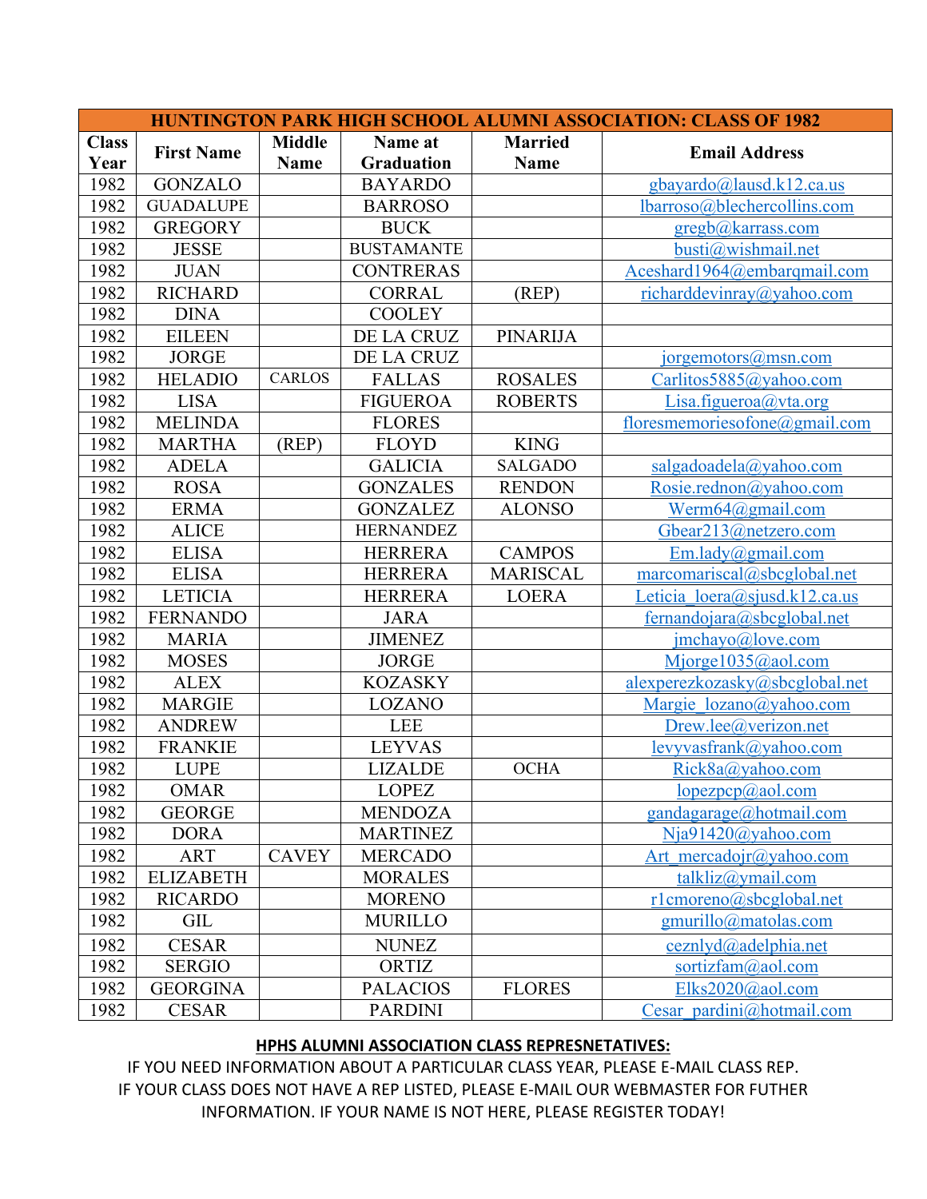| HUNTINGTON PARK HIGH SCHOOL ALUMNI ASSOCIATION: CLASS OF 1982 | | | | | |
|---|---|---|---|---|---|
| Class Year | First Name | Middle Name | Name at Graduation | Married Name | Email Address |
| 1982 | GONZALO | | BAYARDO | | gbayardo@lausd.k12.ca.us |
| 1982 | GUADALUPE | | BARROSO | | lbarroso@blechercollins.com |
| 1982 | GREGORY | | BUCK | | gregb@karrass.com |
| 1982 | JESSE | | BUSTAMANTE | | busti@wishmail.net |
| 1982 | JUAN | | CONTRERAS | | Aceshard1964@embarqmail.com |
| 1982 | RICHARD | | CORRAL | (REP) | richarddevinray@yahoo.com |
| 1982 | DINA | | COOLEY | | |
| 1982 | EILEEN | | DE LA CRUZ | PINARIJA | |
| 1982 | JORGE | | DE LA CRUZ | | jorgemotors@msn.com |
| 1982 | HELADIO | CARLOS | FALLAS | ROSALES | Carlitos5885@yahoo.com |
| 1982 | LISA | | FIGUEROA | ROBERTS | Lisa.figueroa@vta.org |
| 1982 | MELINDA | | FLORES | | floresmemoriesofone@gmail.com |
| 1982 | MARTHA | (REP) | FLOYD | KING | |
| 1982 | ADELA | | GALICIA | SALGADO | salgadoadela@yahoo.com |
| 1982 | ROSA | | GONZALES | RENDON | Rosie.rednon@yahoo.com |
| 1982 | ERMA | | GONZALEZ | ALONSO | Werm64@gmail.com |
| 1982 | ALICE | | HERNANDEZ | | Gbear213@netzero.com |
| 1982 | ELISA | | HERRERA | CAMPOS | Em.lady@gmail.com |
| 1982 | ELISA | | HERRERA | MARISCAL | marcomariscal@sbcglobal.net |
| 1982 | LETICIA | | HERRERA | LOERA | Leticia_loera@sjusd.k12.ca.us |
| 1982 | FERNANDO | | JARA | | fernandojara@sbcglobal.net |
| 1982 | MARIA | | JIMENEZ | | jmchayo@love.com |
| 1982 | MOSES | | JORGE | | Mjorge1035@aol.com |
| 1982 | ALEX | | KOZASKY | | alexperezkozasky@sbcglobal.net |
| 1982 | MARGIE | | LOZANO | | Margie_lozano@yahoo.com |
| 1982 | ANDREW | | LEE | | Drew.lee@verizon.net |
| 1982 | FRANKIE | | LEYVAS | | levyvasfrank@yahoo.com |
| 1982 | LUPE | | LIZALDE | OCHA | Rick8a@yahoo.com |
| 1982 | OMAR | | LOPEZ | | lopezpcp@aol.com |
| 1982 | GEORGE | | MENDOZA | | gandagarage@hotmail.com |
| 1982 | DORA | | MARTINEZ | | Nja91420@yahoo.com |
| 1982 | ART | CAVEY | MERCADO | | Art_mercadojr@yahoo.com |
| 1982 | ELIZABETH | | MORALES | | talkliz@ymail.com |
| 1982 | RICARDO | | MORENO | | r1cmoreno@sbcglobal.net |
| 1982 | GIL | | MURILLO | | gmurillo@matolas.com |
| 1982 | CESAR | | NUNEZ | | ceznlyd@adelphia.net |
| 1982 | SERGIO | | ORTIZ | | sortizfam@aol.com |
| 1982 | GEORGINA | | PALACIOS | FLORES | Elks2020@aol.com |
| 1982 | CESAR | | PARDINI | | Cesar_pardini@hotmail.com |

**HPHS ALUMNI ASSOCIATION CLASS REPRESNETATIVES:**

IF YOU NEED INFORMATION ABOUT A PARTICULAR CLASS YEAR, PLEASE E-MAIL CLASS REP.
IF YOUR CLASS DOES NOT HAVE A REP LISTED, PLEASE E-MAIL OUR WEBMASTER FOR FUTHER INFORMATION. IF YOUR NAME IS NOT HERE, PLEASE REGISTER TODAY!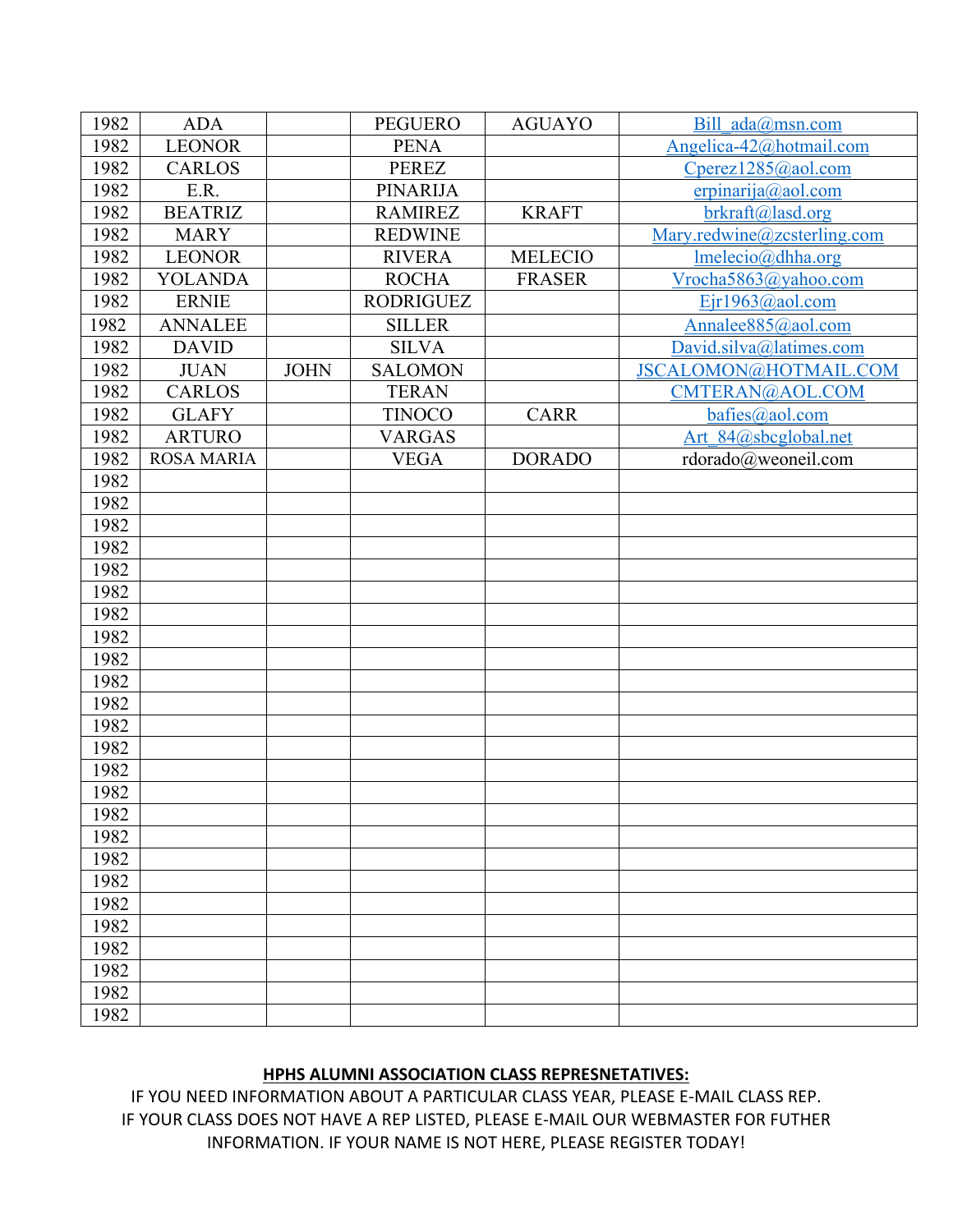| | | | | | |
|---|---|---|---|---|---|
| 1982 | ADA | | PEGUERO | AGUAYO | Bill_ada@msn.com |
| 1982 | LEONOR | | PENA | | Angelica-42@hotmail.com |
| 1982 | CARLOS | | PEREZ | | Cperez1285@aol.com |
| 1982 | E.R. | | PINARIJA | | erpinarija@aol.com |
| 1982 | BEATRIZ | | RAMIREZ | KRAFT | brkraft@lasd.org |
| 1982 | MARY | | REDWINE | | Mary.redwine@zcsterling.com |
| 1982 | LEONOR | | RIVERA | MELECIO | lmelecio@dhha.org |
| 1982 | YOLANDA | | ROCHA | FRASER | Vrocha5863@yahoo.com |
| 1982 | ERNIE | | RODRIGUEZ | | Ejr1963@aol.com |
| 1982 | ANNALEE | | SILLER | | Annalee885@aol.com |
| 1982 | DAVID | | SILVA | | David.silva@latimes.com |
| 1982 | JUAN | JOHN | SALOMON | | JSCALOMON@HOTMAIL.COM |
| 1982 | CARLOS | | TERAN | | CMTERAN@AOL.COM |
| 1982 | GLAFY | | TINOCO | CARR | bafies@aol.com |
| 1982 | ARTURO | | VARGAS | | Art_84@sbcglobal.net |
| 1982 | ROSA MARIA | | VEGA | DORADO | rdorado@weoneil.com |
| 1982 | | | | | |
| 1982 | | | | | |
| 1982 | | | | | |
| 1982 | | | | | |
| 1982 | | | | | |
| 1982 | | | | | |
| 1982 | | | | | |
| 1982 | | | | | |
| 1982 | | | | | |
| 1982 | | | | | |
| 1982 | | | | | |
| 1982 | | | | | |
| 1982 | | | | | |
| 1982 | | | | | |
| 1982 | | | | | |
| 1982 | | | | | |
| 1982 | | | | | |
| 1982 | | | | | |
| 1982 | | | | | |
| 1982 | | | | | |
| 1982 | | | | | |
| 1982 | | | | | |
| 1982 | | | | | |
| 1982 | | | | | |
| 1982 | | | | | |

**HPHS ALUMNI ASSOCIATION CLASS REPRESNETATIVES:**

IF YOU NEED INFORMATION ABOUT A PARTICULAR CLASS YEAR, PLEASE E-MAIL CLASS REP. IF YOUR CLASS DOES NOT HAVE A REP LISTED, PLEASE E-MAIL OUR WEBMASTER FOR FUTHER INFORMATION. IF YOUR NAME IS NOT HERE, PLEASE REGISTER TODAY!